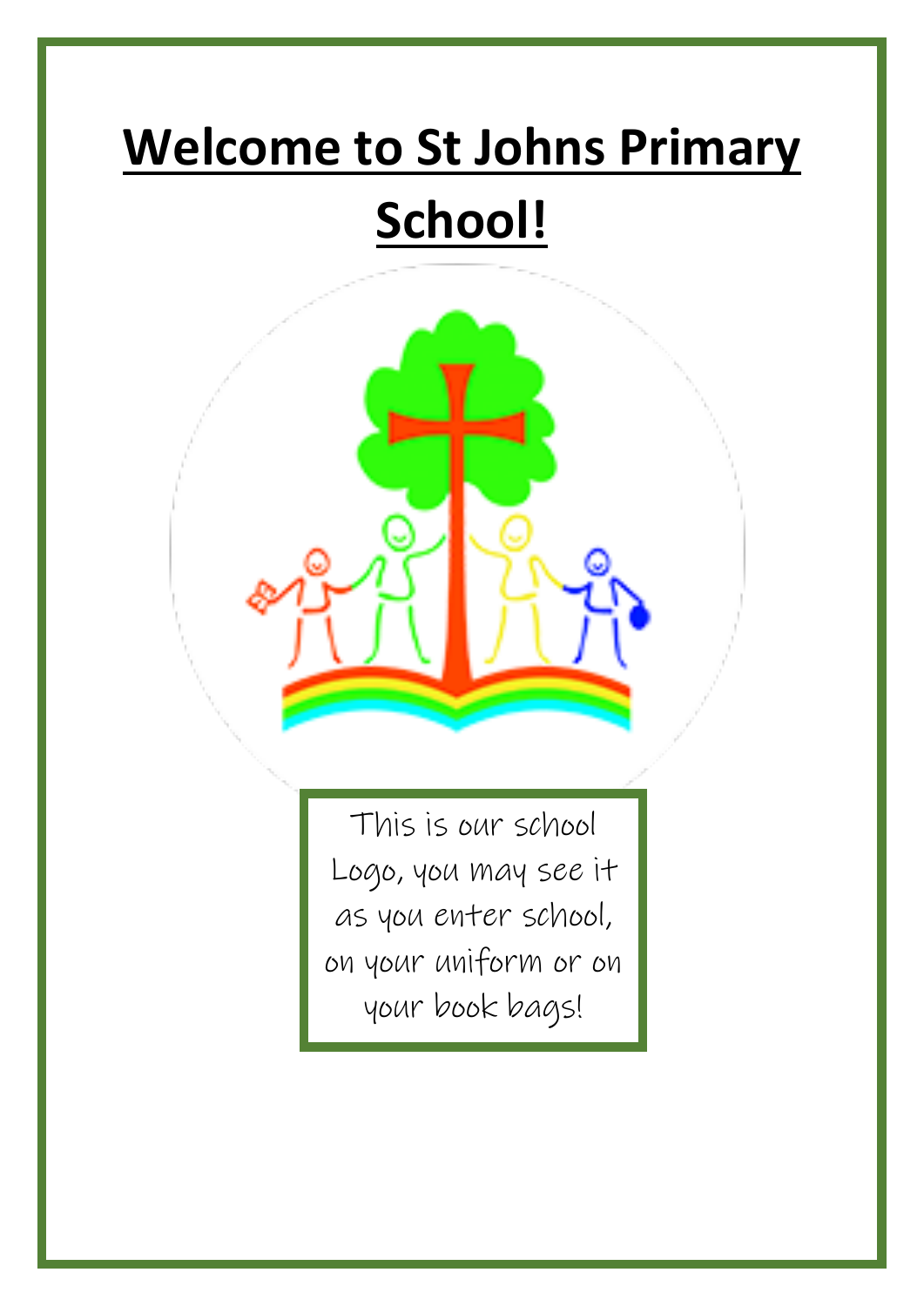# Welcome to St Johns Primary School!

This is our school Logo, you may see it as you enter school, on your uniform or on your book bags!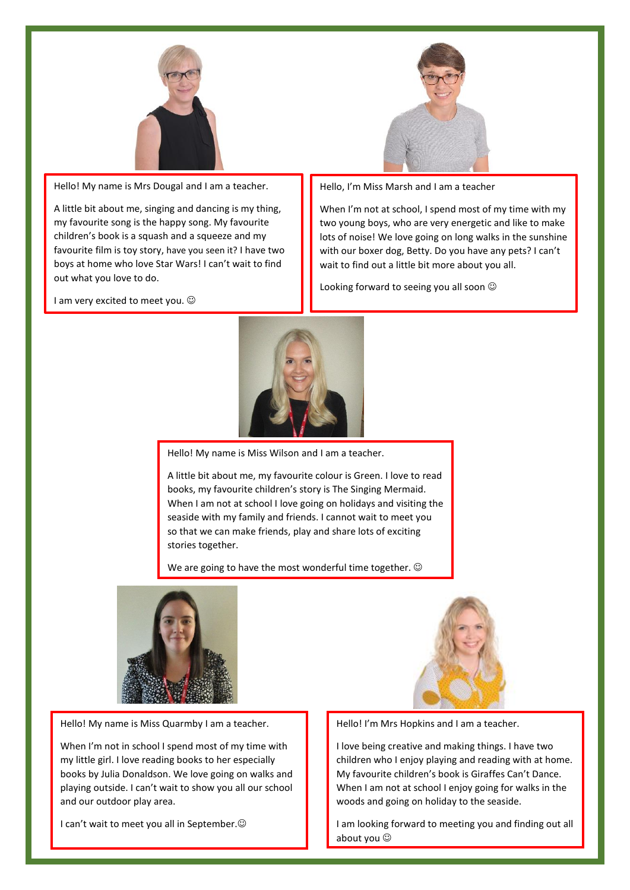Hello! My name is Mrs Dougal and I am a teacher.

A little bit about me, singing and dancing is my thing, my favourite song is the happy song. My favourite children's book is a squash and a squeeze and my favourite film is toy story, have you seen it? I have two boys at home who love Star Wars! I can't wait to find out what you love to do.

I am very excited to meet you. ☺

Hello, I'm Miss Marsh and I am a teacher

When I'm not at school, I spend most of my time with my two young boys, who are very energetic and like to make lots of noise! We love going on long walks in the sunshine with our boxer dog, Betty. Do you have any pets? I can't wait to find out a little bit more about you all.

Looking forward to seeing you all soon ☺

Hello! My name is Miss Wilson and I am a teacher.

A little bit about me, my favourite colour is Green. I love to read books, my favourite children's story is The Singing Mermaid. When I am not at school I love going on holidays and visiting the seaside with my family and friends. I cannot wait to meet you so that we can make friends, play and share lots of exciting stories together.

We are going to have the most wonderful time together. ☺

Hello! My name is Miss Quarmby I am a teacher.

When I'm not in school I spend most of my time with my little girl. I love reading books to her especially books by Julia Donaldson. We love going on walks and playing outside. I can't wait to show you all our school and our outdoor play area.

I can't wait to meet you all in September.☺

Hello! I'm Mrs Hopkins and I am a teacher.

I love being creative and making things. I have two children who I enjoy playing and reading with at home. My favourite children's book is Giraffes Can't Dance. When I am not at school I enjoy going for walks in the woods and going on holiday to the seaside.

I am looking forward to meeting you and finding out all about you ☺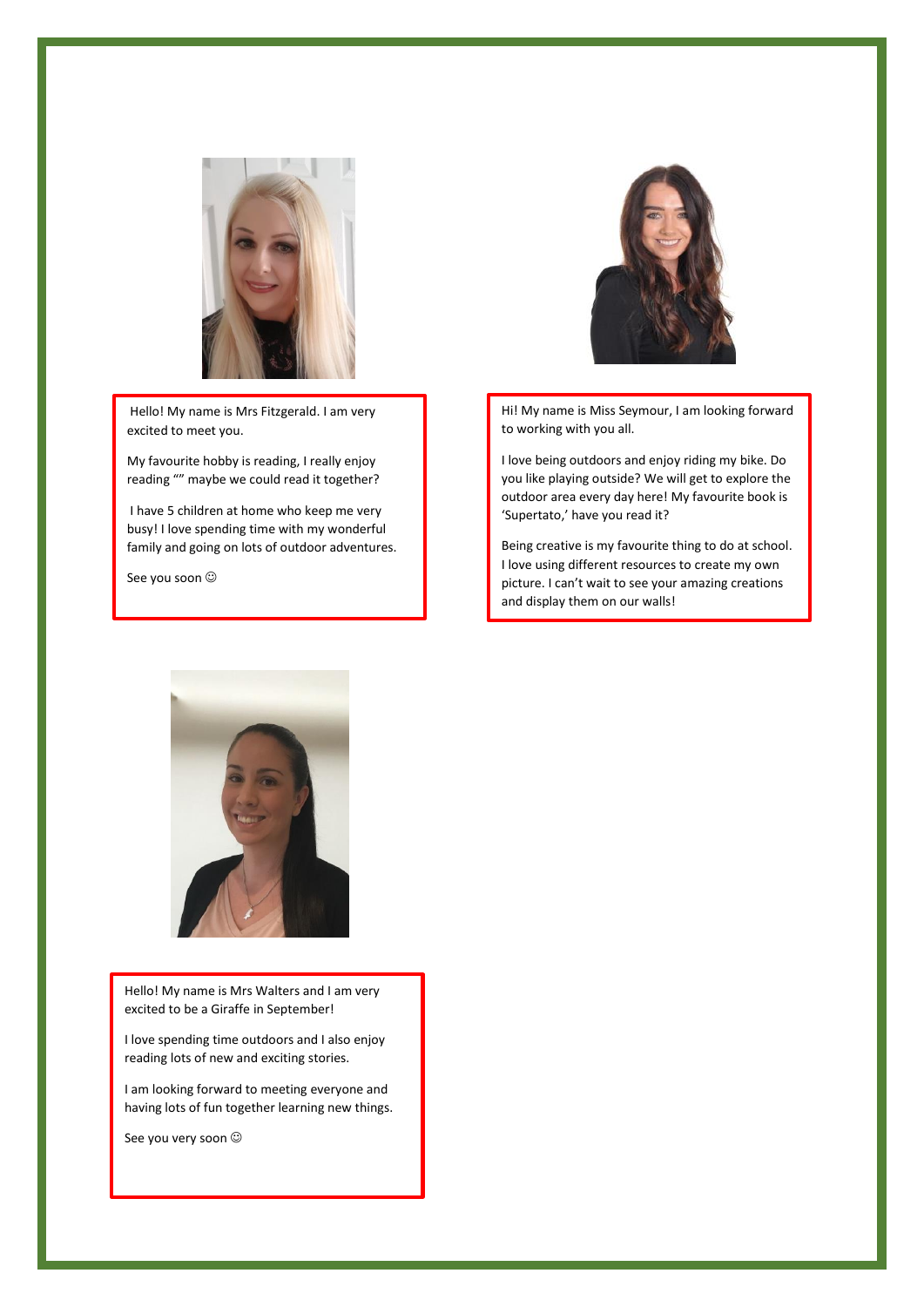Hello! My name is Mrs Fitzgerald. I am very excited to meet you.

My favourite hobby is reading, I really enjoy reading "" maybe we could read it together?

I have 5 children at home who keep me very busy! I love spending time with my wonderful family and going on lots of outdoor adventures.

See you soon ☺

Hi! My name is Miss Seymour, I am looking forward to working with you all.

I love being outdoors and enjoy riding my bike. Do you like playing outside? We will get to explore the outdoor area every day here! My favourite book is 'Supertato,' have you read it?

Being creative is my favourite thing to do at school. I love using different resources to create my own picture. I can't wait to see your amazing creations and display them on our walls!

Hello! My name is Mrs Walters and I am very excited to be a Giraffe in September!

I love spending time outdoors and I also enjoy reading lots of new and exciting stories.

I am looking forward to meeting everyone and having lots of fun together learning new things.

See you very soon ☺